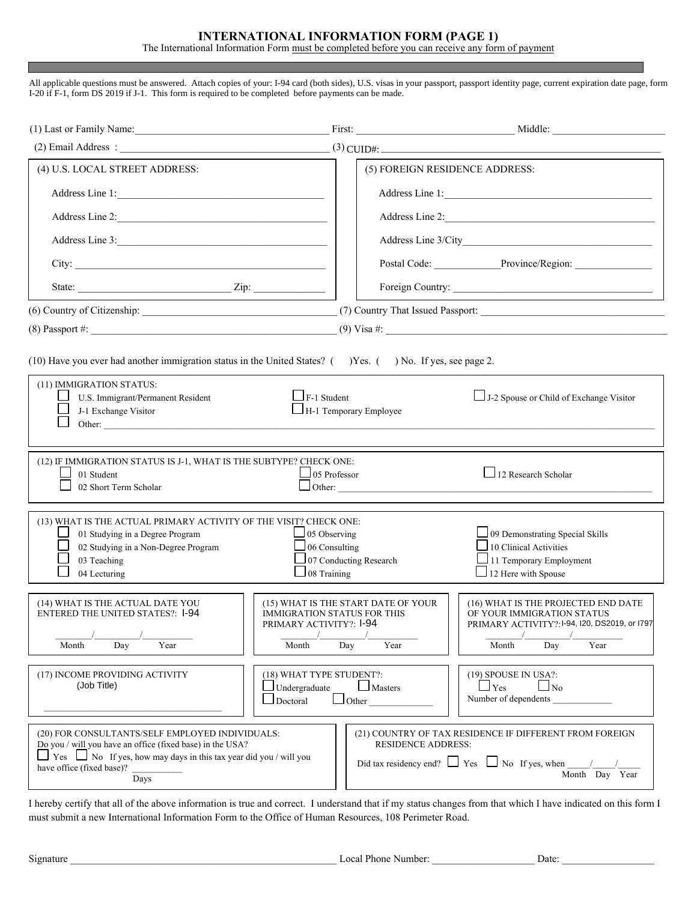# INTERNATIONAL INFORMATION FORM (PAGE 1)

The International Information Form must be completed before you can receive any form of payment

All applicable questions must be answered. Attach copies of your: I-94 card (both sides), U.S. visas in your passport, passport identity page, current expiration date page, form I-20 if F-1, form DS 2019 if J-1. This form is required to be completed before payments can be made.

(1) Last or Family Name: ____________________ First: ____________________ Middle: ____________________

(2) Email Address : ____________________ (3) CUID#: ____________________

| (4) U.S. LOCAL STREET ADDRESS: | (5) FOREIGN RESIDENCE ADDRESS: |
|---|---|
| Address Line 1: ____________________ | Address Line 1: ____________________ |
| Address Line 2: ____________________ | Address Line 2: ____________________ |
| Address Line 3: ____________________ | Address Line 3/City ____________________ |
| City: ____________________ | Postal Code: __________ Province/Region: __________ |
| State: ____________________ Zip: __________ | Foreign Country: ____________________ |

(6) Country of Citizenship: ____________________ (7) Country That Issued Passport: ____________________

(8) Passport #: ____________________ (9) Visa #: ____________________

(10) Have you ever had another immigration status in the United States? ( )Yes. ( ) No. If yes, see page 2.

(11) IMMIGRATION STATUS:

- ☐ U.S. Immigrant/Permanent Resident
- ☐ J-1 Exchange Visitor
- ☐ Other: ____________________
- ☐ F-1 Student
- ☐ H-1 Temporary Employee
- ☐ J-2 Spouse or Child of Exchange Visitor

(12) IF IMMIGRATION STATUS IS J-1, WHAT IS THE SUBTYPE? CHECK ONE:

- ☐ 01 Student
- ☐ 02 Short Term Scholar
- ☐ 05 Professor
- ☐ Other: ____________________
- ☐ 12 Research Scholar

(13) WHAT IS THE ACTUAL PRIMARY ACTIVITY OF THE VISIT? CHECK ONE:

- ☐ 01 Studying in a Degree Program
- ☐ 02 Studying in a Non-Degree Program
- ☐ 03 Teaching
- ☐ 04 Lecturing
- ☐ 05 Observing
- ☐ 06 Consulting
- ☐ 07 Conducting Research
- ☐ 08 Training
- ☐ 09 Demonstrating Special Skills
- ☐ 10 Clinical Activities
- ☐ 11 Temporary Employment
- ☐ 12 Here with Spouse

| (14) WHAT IS THE ACTUAL DATE YOU ENTERED THE UNITED STATES?: I-94 | (15) WHAT IS THE START DATE OF YOUR IMMIGRATION STATUS FOR THIS PRIMARY ACTIVITY?: I-94 | (16) WHAT IS THE PROJECTED END DATE OF YOUR IMMIGRATION STATUS PRIMARY ACTIVITY?: I-94, I20, DS2019, or I797 |
|---|---|---|
| ____/____/____ Month Day Year | ____/____/____ Month Day Year | ____/____/____ Month Day Year |

| (17) INCOME PROVIDING ACTIVITY (Job Title) | (18) WHAT TYPE STUDENT?: | (19) SPOUSE IN USA?: |
|---|---|---|
| ____________________ | ☐ Undergraduate ☐ Masters ☐ Doctoral ☐ Other __________ | ☐ Yes ☐ No Number of dependents __________ |

| (20) FOR CONSULTANTS/SELF EMPLOYED INDIVIDUALS: | (21) COUNTRY OF TAX RESIDENCE IF DIFFERENT FROM FOREIGN RESIDENCE ADDRESS: |
|---|---|
| Do you / will you have an office (fixed base) in the USA? ☐ Yes ☐ No If yes, how may days in this tax year did you / will you have office (fixed base)? __________ Days | Did tax residency end? ☐ Yes ☐ No If yes, when ____/____/____ Month Day Year |

I hereby certify that all of the above information is true and correct. I understand that if my status changes from that which I have indicated on this form I must submit a new International Information Form to the Office of Human Resources, 108 Perimeter Road.

Signature ____________________ Local Phone Number: ____________________ Date: ____________________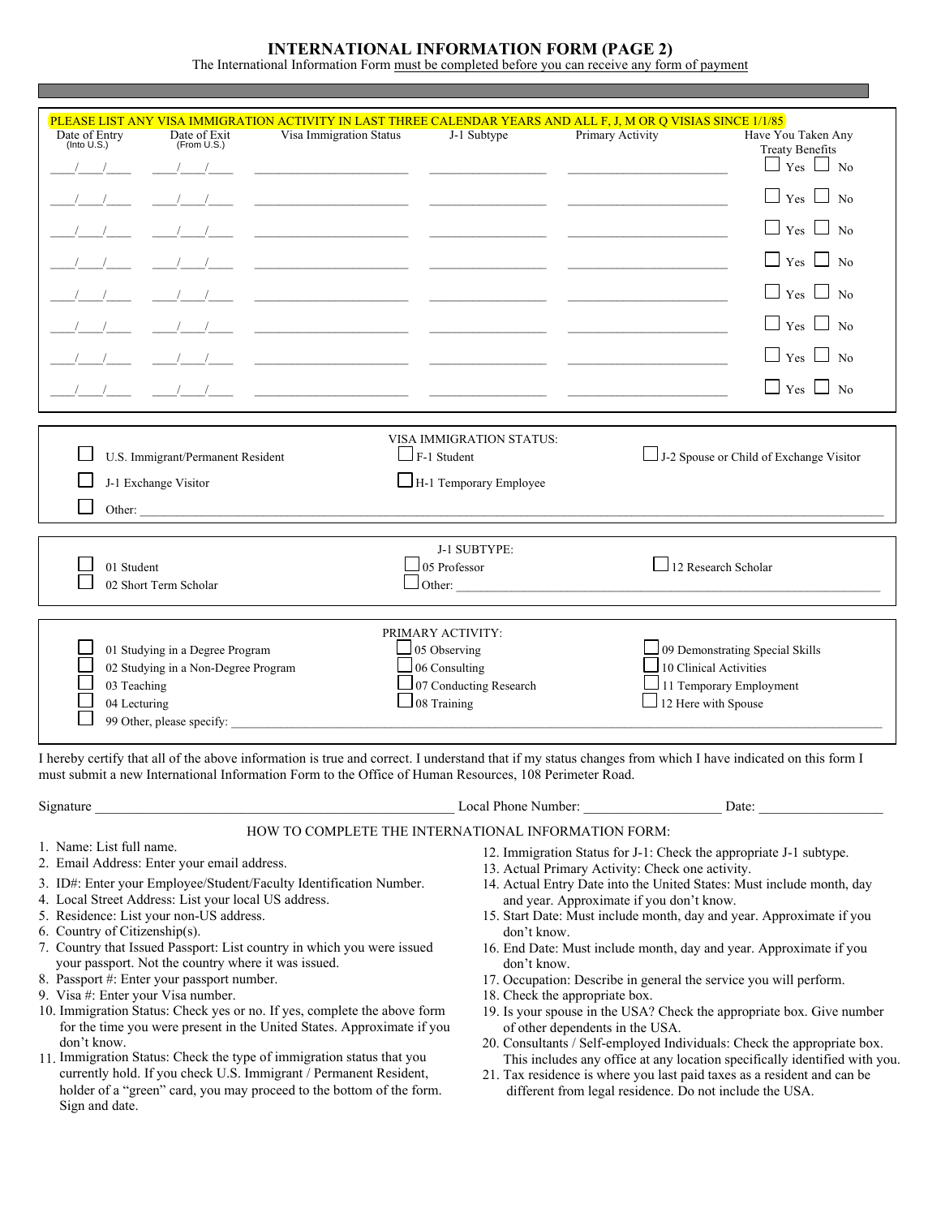# INTERNATIONAL INFORMATION FORM (PAGE 2)

The International Information Form must be completed before you can receive any form of payment

PLEASE LIST ANY VISA IMMIGRATION ACTIVITY IN LAST THREE CALENDAR YEARS AND ALL F, J, M OR Q VISAS SINCE 1/1/85

| Date of Entry (Into U.S.) | Date of Exit (From U.S.) | Visa Immigration Status | J-1 Subtype | Primary Activity | Have You Taken Any Treaty Benefits |
|---|---|---|---|---|---|
| ___/___/___ | ___/___/___ | ____________ | ____________ | ____________ | ☐ Yes ☐ No |
| ___/___/___ | ___/___/___ | ____________ | ____________ | ____________ | ☐ Yes ☐ No |
| ___/___/___ | ___/___/___ | ____________ | ____________ | ____________ | ☐ Yes ☐ No |
| ___/___/___ | ___/___/___ | ____________ | ____________ | ____________ | ☐ Yes ☐ No |
| ___/___/___ | ___/___/___ | ____________ | ____________ | ____________ | ☐ Yes ☐ No |
| ___/___/___ | ___/___/___ | ____________ | ____________ | ____________ | ☐ Yes ☐ No |
| ___/___/___ | ___/___/___ | ____________ | ____________ | ____________ | ☐ Yes ☐ No |
| ___/___/___ | ___/___/___ | ____________ | ____________ | ____________ | ☐ Yes ☐ No |

VISA IMMIGRATION STATUS:

- ☐ U.S. Immigrant/Permanent Resident
- ☐ J-1 Exchange Visitor
- ☐ F-1 Student
- ☐ H-1 Temporary Employee
- ☐ J-2 Spouse or Child of Exchange Visitor
- ☐ Other: ____________________

J-1 SUBTYPE:

- ☐ 01 Student
- ☐ 02 Short Term Scholar
- ☐ 05 Professor
- ☐ Other: ____________________
- ☐ 12 Research Scholar

PRIMARY ACTIVITY:

- ☐ 01 Studying in a Degree Program
- ☐ 02 Studying in a Non-Degree Program
- ☐ 03 Teaching
- ☐ 04 Lecturing
- ☐ 99 Other, please specify: ____________________
- ☐ 05 Observing
- ☐ 06 Consulting
- ☐ 07 Conducting Research
- ☐ 08 Training
- ☐ 09 Demonstrating Special Skills
- ☐ 10 Clinical Activities
- ☐ 11 Temporary Employment
- ☐ 12 Here with Spouse

I hereby certify that all of the above information is true and correct. I understand that if my status changes from which I have indicated on this form I must submit a new International Information Form to the Office of Human Resources, 108 Perimeter Road.

Signature ______________________ Local Phone Number: ______________ Date: ______________

## HOW TO COMPLETE THE INTERNATIONAL INFORMATION FORM:

1. Name: List full name.
2. Email Address: Enter your email address.
3. ID#: Enter your Employee/Student/Faculty Identification Number.
4. Local Street Address: List your local US address.
5. Residence: List your non-US address.
6. Country of Citizenship(s).
7. Country that Issued Passport: List country in which you were issued your passport. Not the country where it was issued.
8. Passport #: Enter your passport number.
9. Visa #: Enter your Visa number.
10. Immigration Status: Check yes or no. If yes, complete the above form for the time you were present in the United States. Approximate if you don't know.
11. Immigration Status: Check the type of immigration status that you currently hold. If you check U.S. Immigrant / Permanent Resident, holder of a "green" card, you may proceed to the bottom of the form. Sign and date.
12. Immigration Status for J-1: Check the appropriate J-1 subtype.
13. Actual Primary Activity: Check one activity.
14. Actual Entry Date into the United States: Must include month, day and year. Approximate if you don't know.
15. Start Date: Must include month, day and year. Approximate if you don't know.
16. End Date: Must include month, day and year. Approximate if you don't know.
17. Occupation: Describe in general the service you will perform.
18. Check the appropriate box.
19. Is your spouse in the USA? Check the appropriate box. Give number of other dependents in the USA.
20. Consultants / Self-employed Individuals: Check the appropriate box. This includes any office at any location specifically identified with you.
21. Tax residence is where you last paid taxes as a resident and can be different from legal residence. Do not include the USA.